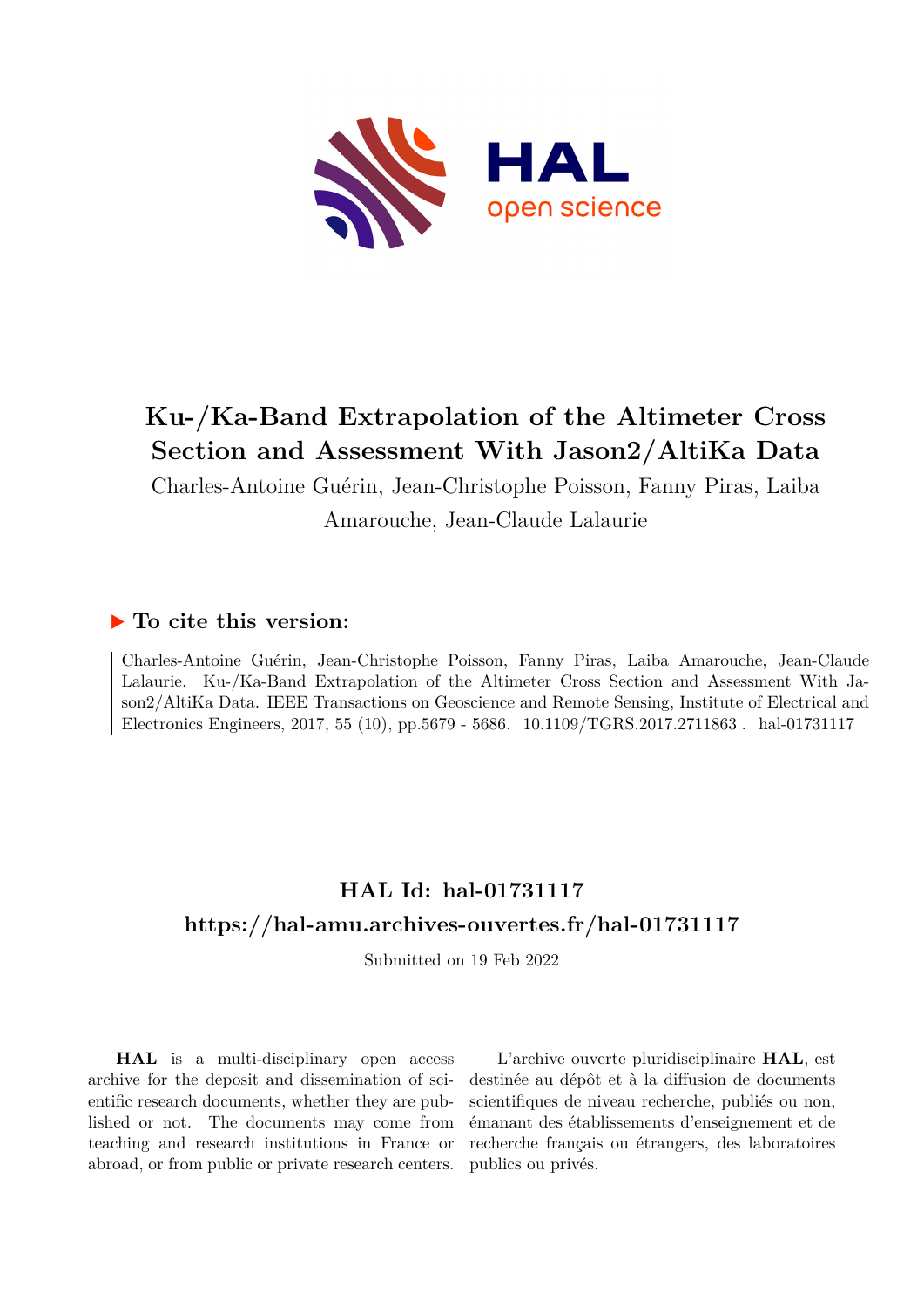# Ku-/Ka-Band Extrapolation of the Altimeter Cross Section and Assessment With Jason2/AltiKa Data

Charles-Antoine Guérin, Jean-Christophe Poisson, Fanny Piras, Laiba Amarouche, Jean-Claude Lalaurie

## ▶ To cite this version:

Charles-Antoine Guérin, Jean-Christophe Poisson, Fanny Piras, Laiba Amarouche, Jean-Claude Lalaurie. Ku-/Ka-Band Extrapolation of the Altimeter Cross Section and Assessment With Jason2/AltiKa Data. IEEE Transactions on Geoscience and Remote Sensing, Institute of Electrical and Electronics Engineers, 2017, 55 (10), pp.5679 - 5686. 10.1109/TGRS.2017.2711863 . hal-01731117

## HAL Id: hal-01731117

## https://hal-amu.archives-ouvertes.fr/hal-01731117

Submitted on 19 Feb 2022

**HAL** is a multi-disciplinary open access archive for the deposit and dissemination of scientific research documents, whether they are published or not. The documents may come from teaching and research institutions in France or abroad, or from public or private research centers.

L'archive ouverte pluridisciplinaire **HAL**, est destinée au dépôt et à la diffusion de documents scientifiques de niveau recherche, publiés ou non, émanant des établissements d'enseignement et de recherche français ou étrangers, des laboratoires publics ou privés.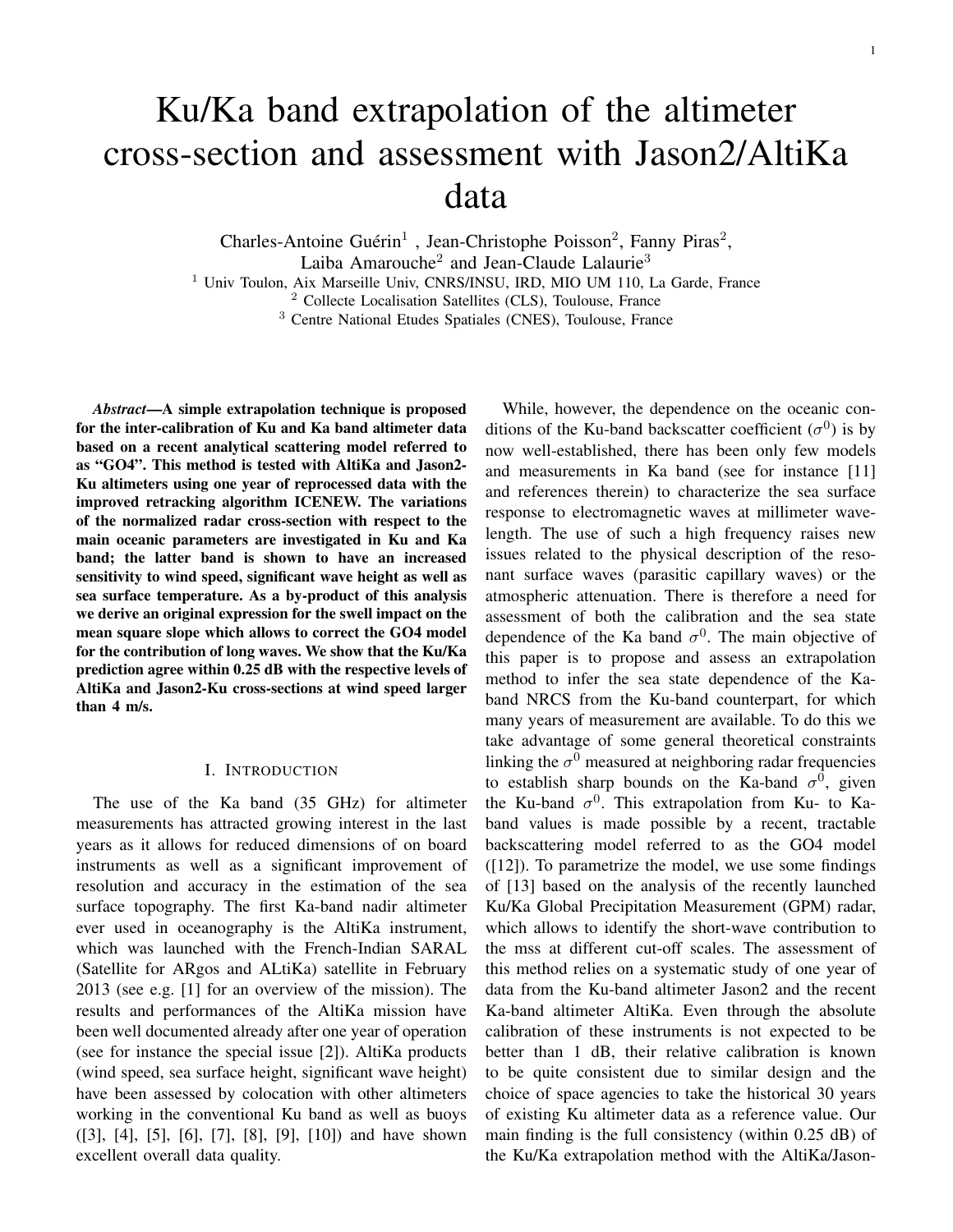# Ku/Ka band extrapolation of the altimeter cross-section and assessment with Jason2/AltiKa data

Charles-Antoine Guérin[1] , Jean-Christophe Poisson[2], Fanny Piras[2], Laiba Amarouche[2] and Jean-Claude Lalaurie[3]

[1] Univ Toulon, Aix Marseille Univ, CNRS/INSU, IRD, MIO UM 110, La Garde, France
[2] Collecte Localisation Satellites (CLS), Toulouse, France
[3] Centre National Etudes Spatiales (CNES), Toulouse, France

***Abstract*—A simple extrapolation technique is proposed for the inter-calibration of Ku and Ka band altimeter data based on a recent analytical scattering model referred to as "GO4". This method is tested with AltiKa and Jason2-Ku altimeters using one year of reprocessed data with the improved retracking algorithm ICENEW. The variations of the normalized radar cross-section with respect to the main oceanic parameters are investigated in Ku and Ka band; the latter band is shown to have an increased sensitivity to wind speed, significant wave height as well as sea surface temperature. As a by-product of this analysis we derive an original expression for the swell impact on the mean square slope which allows to correct the GO4 model for the contribution of long waves. We show that the Ku/Ka prediction agree within 0.25 dB with the respective levels of AltiKa and Jason2-Ku cross-sections at wind speed larger than 4 m/s.**

## I. Introduction

The use of the Ka band (35 GHz) for altimeter measurements has attracted growing interest in the last years as it allows for reduced dimensions of on board instruments as well as a significant improvement of resolution and accuracy in the estimation of the sea surface topography. The first Ka-band nadir altimeter ever used in oceanography is the AltiKa instrument, which was launched with the French-Indian SARAL (Satellite for ARgos and ALtiKa) satellite in February 2013 (see e.g. [1] for an overview of the mission). The results and performances of the AltiKa mission have been well documented already after one year of operation (see for instance the special issue [2]). AltiKa products (wind speed, sea surface height, significant wave height) have been assessed by colocation with other altimeters working in the conventional Ku band as well as buoys ([3], [4], [5], [6], [7], [8], [9], [10]) and have shown excellent overall data quality.

While, however, the dependence on the oceanic conditions of the Ku-band backscatter coefficient ($\sigma^0$) is by now well-established, there has been only few models and measurements in Ka band (see for instance [11] and references therein) to characterize the sea surface response to electromagnetic waves at millimeter wavelength. The use of such a high frequency raises new issues related to the physical description of the resonant surface waves (parasitic capillary waves) or the atmospheric attenuation. There is therefore a need for assessment of both the calibration and the sea state dependence of the Ka band $\sigma^0$. The main objective of this paper is to propose and assess an extrapolation method to infer the sea state dependence of the Ka-band NRCS from the Ku-band counterpart, for which many years of measurement are available. To do this we take advantage of some general theoretical constraints linking the $\sigma^0$ measured at neighboring radar frequencies to establish sharp bounds on the Ka-band $\sigma^0$, given the Ku-band $\sigma^0$. This extrapolation from Ku- to Ka-band values is made possible by a recent, tractable backscattering model referred to as the GO4 model ([12]). To parametrize the model, we use some findings of [13] based on the analysis of the recently launched Ku/Ka Global Precipitation Measurement (GPM) radar, which allows to identify the short-wave contribution to the mss at different cut-off scales. The assessment of this method relies on a systematic study of one year of data from the Ku-band altimeter Jason2 and the recent Ka-band altimeter AltiKa. Even through the absolute calibration of these instruments is not expected to be better than 1 dB, their relative calibration is known to be quite consistent due to similar design and the choice of space agencies to take the historical 30 years of existing Ku altimeter data as a reference value. Our main finding is the full consistency (within 0.25 dB) of the Ku/Ka extrapolation method with the AltiKa/Jason-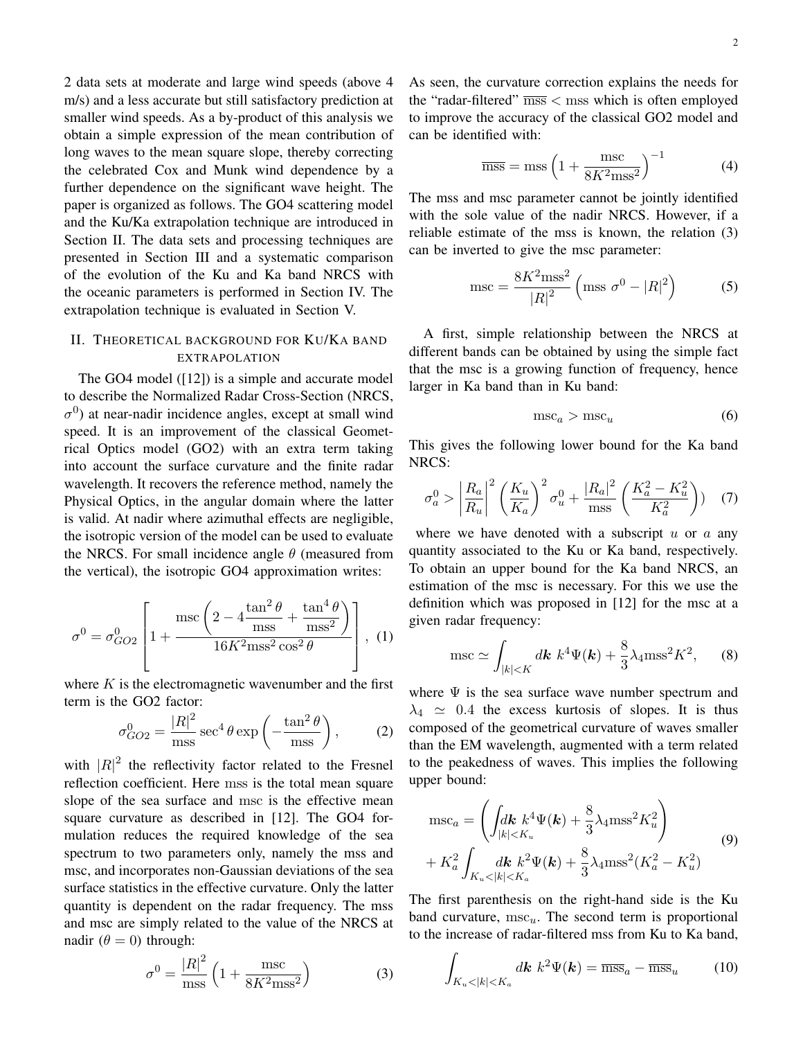2 data sets at moderate and large wind speeds (above 4 m/s) and a less accurate but still satisfactory prediction at smaller wind speeds. As a by-product of this analysis we obtain a simple expression of the mean contribution of long waves to the mean square slope, thereby correcting the celebrated Cox and Munk wind dependence by a further dependence on the significant wave height. The paper is organized as follows. The GO4 scattering model and the Ku/Ka extrapolation technique are introduced in Section II. The data sets and processing techniques are presented in Section III and a systematic comparison of the evolution of the Ku and Ka band NRCS with the oceanic parameters is performed in Section IV. The extrapolation technique is evaluated in Section V.

## II. Theoretical background for Ku/Ka band extrapolation

The GO4 model ([12]) is a simple and accurate model to describe the Normalized Radar Cross-Section (NRCS, $\sigma^0$) at near-nadir incidence angles, except at small wind speed. It is an improvement of the classical Geometrical Optics model (GO2) with an extra term taking into account the surface curvature and the finite radar wavelength. It recovers the reference method, namely the Physical Optics, in the angular domain where the latter is valid. At nadir where azimuthal effects are negligible, the isotropic version of the model can be used to evaluate the NRCS. For small incidence angle $\theta$ (measured from the vertical), the isotropic GO4 approximation writes:

$$\sigma^0 = \sigma^0_{GO2}\left[1 + \frac{\mathrm{msc}\left(2 - 4\dfrac{\tan^2\theta}{\mathrm{mss}} + \dfrac{\tan^4\theta}{\mathrm{mss}^2}\right)}{16K^2\mathrm{mss}^2\cos^2\theta}\right], \quad (1)$$

where $K$ is the electromagnetic wavenumber and the first term is the GO2 factor:

$$\sigma^0_{GO2} = \frac{|R|^2}{\mathrm{mss}}\sec^4\theta\exp\left(-\frac{\tan^2\theta}{\mathrm{mss}}\right), \quad (2)$$

with $|R|^2$ the reflectivity factor related to the Fresnel reflection coefficient. Here mss is the total mean square slope of the sea surface and msc is the effective mean square curvature as described in [12]. The GO4 formulation reduces the required knowledge of the sea spectrum to two parameters only, namely the mss and msc, and incorporates non-Gaussian deviations of the sea surface statistics in the effective curvature. Only the latter quantity is dependent on the radar frequency. The mss and msc are simply related to the value of the NRCS at nadir ($\theta = 0$) through:

$$\sigma^0 = \frac{|R|^2}{\mathrm{mss}}\left(1 + \frac{\mathrm{msc}}{8K^2\mathrm{mss}^2}\right) \quad (3)$$

As seen, the curvature correction explains the needs for the "radar-filtered" $\overline{\mathrm{mss}} < \mathrm{mss}$ which is often employed to improve the accuracy of the classical GO2 model and can be identified with:

$$\overline{\mathrm{mss}} = \mathrm{mss}\left(1 + \frac{\mathrm{msc}}{8K^2\mathrm{mss}^2}\right)^{-1} \quad (4)$$

The mss and msc parameter cannot be jointly identified with the sole value of the nadir NRCS. However, if a reliable estimate of the mss is known, the relation (3) can be inverted to give the msc parameter:

$$\mathrm{msc} = \frac{8K^2\mathrm{mss}^2}{|R|^2}\left(\mathrm{mss}\ \sigma^0 - |R|^2\right) \quad (5)$$

A first, simple relationship between the NRCS at different bands can be obtained by using the simple fact that the msc is a growing function of frequency, hence larger in Ka band than in Ku band:

$$\mathrm{msc}_a > \mathrm{msc}_u \quad (6)$$

This gives the following lower bound for the Ka band NRCS:

$$\sigma^0_a > \left|\frac{R_a}{R_u}\right|^2\left(\frac{K_u}{K_a}\right)^2\sigma^0_u + \frac{|R_a|^2}{\mathrm{mss}}\left(\frac{K_a^2 - K_u^2}{K_a^2}\right)) \quad (7)$$

where we have denoted with a subscript $u$ or $a$ any quantity associated to the Ku or Ka band, respectively. To obtain an upper bound for the Ka band NRCS, an estimation of the msc is necessary. For this we use the definition which was proposed in [12] for the msc at a given radar frequency:

$$\mathrm{msc} \simeq \int_{|k|<K} d\boldsymbol{k}\ k^4\Psi(\boldsymbol{k}) + \frac{8}{3}\lambda_4\mathrm{mss}^2K^2, \quad (8)$$

where $\Psi$ is the sea surface wave number spectrum and $\lambda_4 \simeq 0.4$ the excess kurtosis of slopes. It is thus composed of the geometrical curvature of waves smaller than the EM wavelength, augmented with a term related to the peakedness of waves. This implies the following upper bound:

$$\begin{aligned}\mathrm{msc}_a = &\left(\int_{|k|<K_u} d\boldsymbol{k}\ k^4\Psi(\boldsymbol{k}) + \frac{8}{3}\lambda_4\mathrm{mss}^2K_u^2\right) \\ &+ K_a^2\int_{K_u<|k|<K_a} d\boldsymbol{k}\ k^2\Psi(\boldsymbol{k}) + \frac{8}{3}\lambda_4\mathrm{mss}^2(K_a^2 - K_u^2)\end{aligned} \quad (9)$$

The first parenthesis on the right-hand side is the Ku band curvature, $\mathrm{msc}_u$. The second term is proportional to the increase of radar-filtered mss from Ku to Ka band,

$$\int_{K_u<|k|<K_a} d\boldsymbol{k}\ k^2\Psi(\boldsymbol{k}) = \overline{\mathrm{mss}}_a - \overline{\mathrm{mss}}_u \quad (10)$$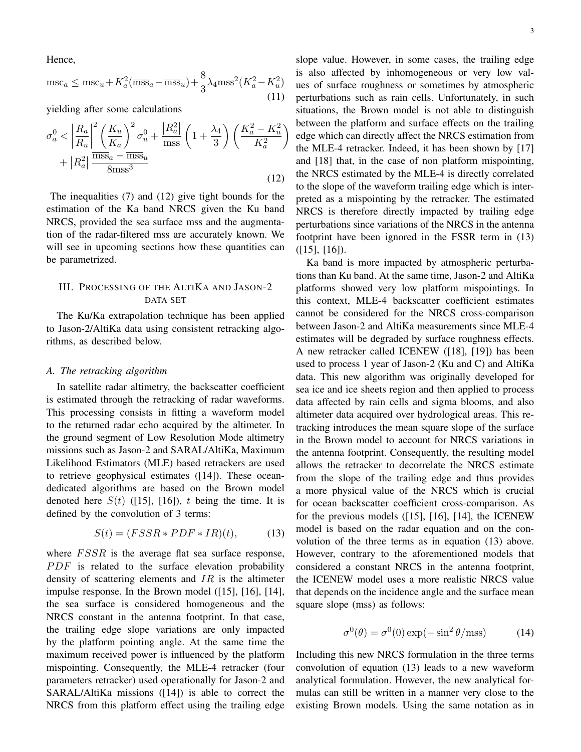Hence,

$$\text{msc}_a \leq \text{msc}_u + K_a^2(\overline{\text{mss}}_a - \overline{\text{mss}}_u) + \frac{8}{3}\lambda_4 \text{mss}^2(K_a^2 - K_u^2) \tag{11}$$

yielding after some calculations

$$\sigma_a^0 < \left|\frac{R_a}{R_u}\right|^2 \left(\frac{K_u}{K_a}\right)^2 \sigma_u^0 + \frac{|R_a^2|}{\text{mss}}\left(1 + \frac{\lambda_4}{3}\right)\left(\frac{K_a^2 - K_u^2}{K_a^2}\right) + |R_a^2| \frac{\overline{\text{mss}}_a - \overline{\text{mss}}_u}{8\text{mss}^3} \tag{12}$$

The inequalities (7) and (12) give tight bounds for the estimation of the Ka band NRCS given the Ku band NRCS, provided the sea surface mss and the augmentation of the radar-filtered mss are accurately known. We will see in upcoming sections how these quantities can be parametrized.

## III. Processing of the AltiKa and Jason-2 data set

The Ku/Ka extrapolation technique has been applied to Jason-2/AltiKa data using consistent retracking algorithms, as described below.

### A. The retracking algorithm

In satellite radar altimetry, the backscatter coefficient is estimated through the retracking of radar waveforms. This processing consists in fitting a waveform model to the returned radar echo acquired by the altimeter. In the ground segment of Low Resolution Mode altimetry missions such as Jason-2 and SARAL/AltiKa, Maximum Likelihood Estimators (MLE) based retrackers are used to retrieve geophysical estimates ([14]). These ocean-dedicated algorithms are based on the Brown model denoted here $S(t)$ ([15], [16]), $t$ being the time. It is defined by the convolution of 3 terms:

$$S(t) = (FSSR * PDF * IR)(t), \tag{13}$$

where $FSSR$ is the average flat sea surface response, $PDF$ is related to the surface elevation probability density of scattering elements and $IR$ is the altimeter impulse response. In the Brown model ([15], [16], [14], the sea surface is considered homogeneous and the NRCS constant in the antenna footprint. In that case, the trailing edge slope variations are only impacted by the platform pointing angle. At the same time the maximum received power is influenced by the platform mispointing. Consequently, the MLE-4 retracker (four parameters retracker) used operationally for Jason-2 and SARAL/AltiKa missions ([14]) is able to correct the NRCS from this platform effect using the trailing edge slope value. However, in some cases, the trailing edge is also affected by inhomogeneous or very low values of surface roughness or sometimes by atmospheric perturbations such as rain cells. Unfortunately, in such situations, the Brown model is not able to distinguish between the platform and surface effects on the trailing edge which can directly affect the NRCS estimation from the MLE-4 retracker. Indeed, it has been shown by [17] and [18] that, in the case of non platform mispointing, the NRCS estimated by the MLE-4 is directly correlated to the slope of the waveform trailing edge which is interpreted as a mispointing by the retracker. The estimated NRCS is therefore directly impacted by trailing edge perturbations since variations of the NRCS in the antenna footprint have been ignored in the FSSR term in (13) ([15], [16]).

Ka band is more impacted by atmospheric perturbations than Ku band. At the same time, Jason-2 and AltiKa platforms showed very low platform mispointings. In this context, MLE-4 backscatter coefficient estimates cannot be considered for the NRCS cross-comparison between Jason-2 and AltiKa measurements since MLE-4 estimates will be degraded by surface roughness effects. A new retracker called ICENEW ([18], [19]) has been used to process 1 year of Jason-2 (Ku and C) and AltiKa data. This new algorithm was originally developed for sea ice and ice sheets region and then applied to process data affected by rain cells and sigma blooms, and also altimeter data acquired over hydrological areas. This retracking introduces the mean square slope of the surface in the Brown model to account for NRCS variations in the antenna footprint. Consequently, the resulting model allows the retracker to decorrelate the NRCS estimate from the slope of the trailing edge and thus provides a more physical value of the NRCS which is crucial for ocean backscatter coefficient cross-comparison. As for the previous models ([15], [16], [14], the ICENEW model is based on the radar equation and on the convolution of the three terms as in equation (13) above. However, contrary to the aforementioned models that considered a constant NRCS in the antenna footprint, the ICENEW model uses a more realistic NRCS value that depends on the incidence angle and the surface mean square slope (mss) as follows:

$$\sigma^0(\theta) = \sigma^0(0)\exp(-\sin^2\theta/\text{mss}) \tag{14}$$

Including this new NRCS formulation in the three terms convolution of equation (13) leads to a new waveform analytical formulation. However, the new analytical formulas can still be written in a manner very close to the existing Brown models. Using the same notation as in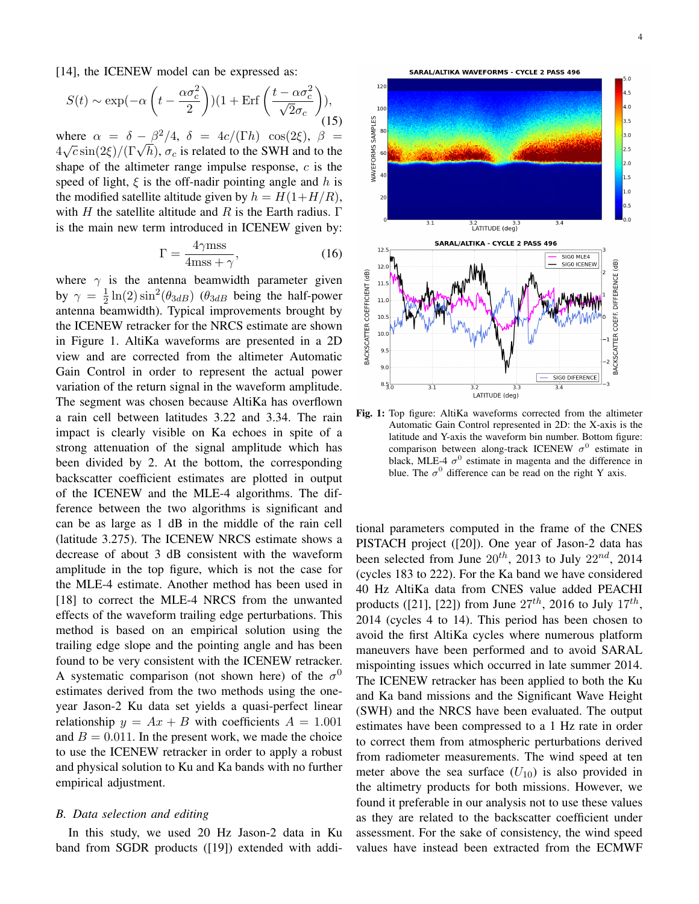[14], the ICENEW model can be expressed as:

$$S(t) \sim \exp(-\alpha\left(t - \frac{\alpha\sigma_c^2}{2}\right))(1 + \mathrm{Erf}\left(\frac{t - \alpha\sigma_c^2}{\sqrt{2}\sigma_c}\right)), \tag{15}$$

where $\alpha = \delta - \beta^2/4$, $\delta = 4c/(\Gamma h)\ \cos(2\xi)$, $\beta = 4\sqrt{c}\sin(2\xi)/(\Gamma\sqrt{h})$, $\sigma_c$ is related to the SWH and to the shape of the altimeter range impulse response, $c$ is the speed of light, $\xi$ is the off-nadir pointing angle and $h$ is the modified satellite altitude given by $h = H(1+H/R)$, with $H$ the satellite altitude and $R$ is the Earth radius. $\Gamma$ is the main new term introduced in ICENEW given by:

$$\Gamma = \frac{4\gamma \mathrm{mss}}{4\mathrm{mss} + \gamma}, \tag{16}$$

where $\gamma$ is the antenna beamwidth parameter given by $\gamma = \frac{1}{2}\ln(2)\sin^2(\theta_{3dB})$ ($\theta_{3dB}$ being the half-power antenna beamwidth). Typical improvements brought by the ICENEW retracker for the NRCS estimate are shown in Figure 1. AltiKa waveforms are presented in a 2D view and are corrected from the altimeter Automatic Gain Control in order to represent the actual power variation of the return signal in the waveform amplitude. The segment was chosen because AltiKa has overflown a rain cell between latitudes 3.22 and 3.34. The rain impact is clearly visible on Ka echoes in spite of a strong attenuation of the signal amplitude which has been divided by 2. At the bottom, the corresponding backscatter coefficient estimates are plotted in output of the ICENEW and the MLE-4 algorithms. The difference between the two algorithms is significant and can be as large as 1 dB in the middle of the rain cell (latitude 3.275). The ICENEW NRCS estimate shows a decrease of about 3 dB consistent with the waveform amplitude in the top figure, which is not the case for the MLE-4 estimate. Another method has been used in [18] to correct the MLE-4 NRCS from the unwanted effects of the waveform trailing edge perturbations. This method is based on an empirical solution using the trailing edge slope and the pointing angle and has been found to be very consistent with the ICENEW retracker. A systematic comparison (not shown here) of the $\sigma^0$ estimates derived from the two methods using the one-year Jason-2 Ku data set yields a quasi-perfect linear relationship $y = Ax + B$ with coefficients $A = 1.001$ and $B = 0.011$. In the present work, we made the choice to use the ICENEW retracker in order to apply a robust and physical solution to Ku and Ka bands with no further empirical adjustment.

### B. Data selection and editing

In this study, we used 20 Hz Jason-2 data in Ku band from SGDR products ([19]) extended with additional parameters computed in the frame of the CNES PISTACH project ([20]). One year of Jason-2 data has been selected from June $20^{th}$, 2013 to July $22^{nd}$, 2014 (cycles 183 to 222). For the Ka band we have considered 40 Hz AltiKa data from CNES value added PEACHI products ([21], [22]) from June $27^{th}$, 2016 to July $17^{th}$, 2014 (cycles 4 to 14). This period has been chosen to avoid the first AltiKa cycles where numerous platform maneuvers have been performed and to avoid SARAL mispointing issues which occurred in late summer 2014. The ICENEW retracker has been applied to both the Ku and Ka band missions and the Significant Wave Height (SWH) and the NRCS have been evaluated. The output estimates have been compressed to a 1 Hz rate in order to correct them from atmospheric perturbations derived from radiometer measurements. The wind speed at ten meter above the sea surface ($U_{10}$) is also provided in the altimetry products for both missions. However, we found it preferable in our analysis not to use these values as they are related to the backscatter coefficient under assessment. For the sake of consistency, the wind speed values have instead been extracted from the ECMWF

**Fig. 1:** Top figure: AltiKa waveforms corrected from the altimeter Automatic Gain Control represented in 2D: the X-axis is the latitude and Y-axis the waveform bin number. Bottom figure: comparison between along-track ICENEW $\sigma^0$ estimate in black, MLE-4 $\sigma^0$ estimate in magenta and the difference in blue. The $\sigma^0$ difference can be read on the right Y axis.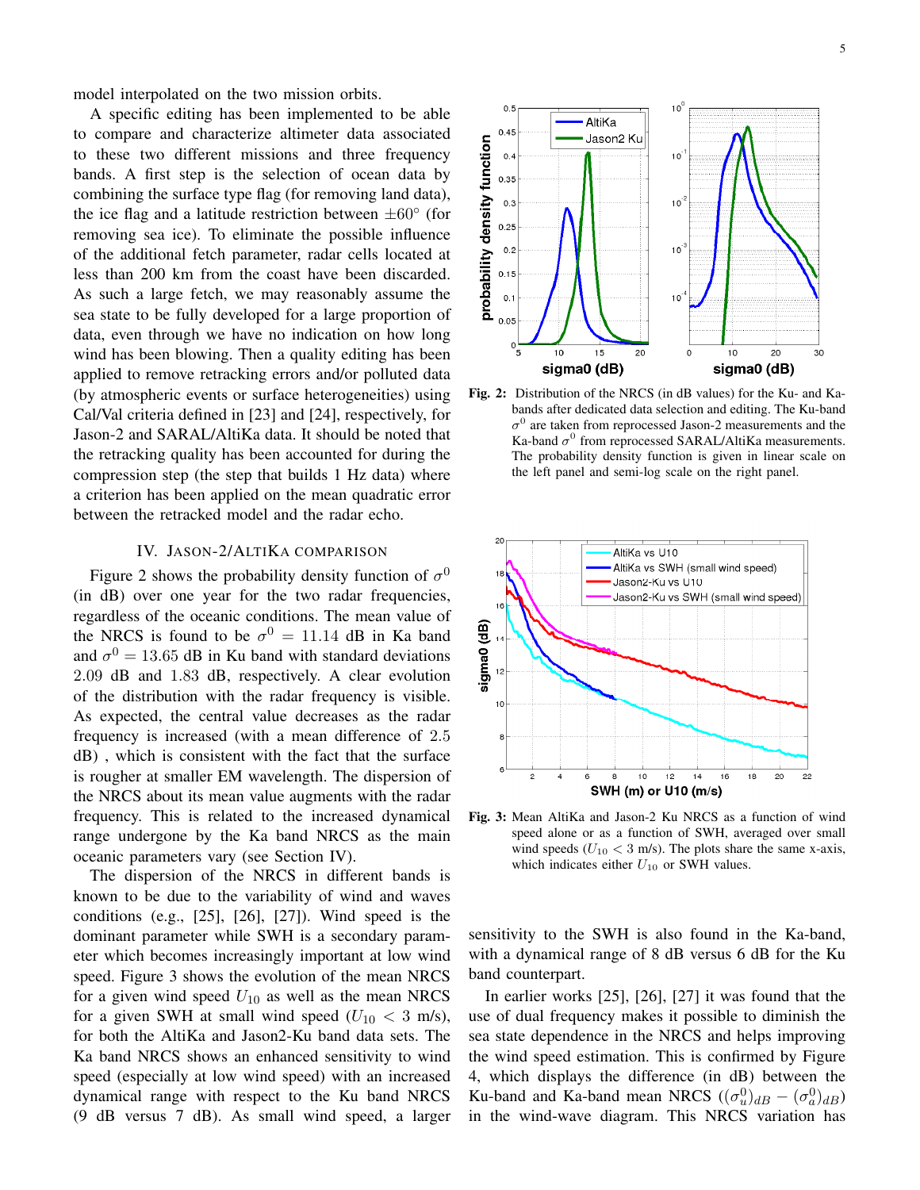model interpolated on the two mission orbits.

A specific editing has been implemented to be able to compare and characterize altimeter data associated to these two different missions and three frequency bands. A first step is the selection of ocean data by combining the surface type flag (for removing land data), the ice flag and a latitude restriction between $\pm 60°$ (for removing sea ice). To eliminate the possible influence of the additional fetch parameter, radar cells located at less than 200 km from the coast have been discarded. As such a large fetch, we may reasonably assume the sea state to be fully developed for a large proportion of data, even through we have no indication on how long wind has been blowing. Then a quality editing has been applied to remove retracking errors and/or polluted data (by atmospheric events or surface heterogeneities) using Cal/Val criteria defined in [23] and [24], respectively, for Jason-2 and SARAL/AltiKa data. It should be noted that the retracking quality has been accounted for during the compression step (the step that builds 1 Hz data) where a criterion has been applied on the mean quadratic error between the retracked model and the radar echo.

## IV. Jason-2/AltiKa comparison

Figure 2 shows the probability density function of $\sigma^0$ (in dB) over one year for the two radar frequencies, regardless of the oceanic conditions. The mean value of the NRCS is found to be $\sigma^0 = 11.14$ dB in Ka band and $\sigma^0 = 13.65$ dB in Ku band with standard deviations $2.09$ dB and $1.83$ dB, respectively. A clear evolution of the distribution with the radar frequency is visible. As expected, the central value decreases as the radar frequency is increased (with a mean difference of $2.5$ dB) , which is consistent with the fact that the surface is rougher at smaller EM wavelength. The dispersion of the NRCS about its mean value augments with the radar frequency. This is related to the increased dynamical range undergone by the Ka band NRCS as the main oceanic parameters vary (see Section IV).

The dispersion of the NRCS in different bands is known to be due to the variability of wind and waves conditions (e.g., [25], [26], [27]). Wind speed is the dominant parameter while SWH is a secondary parameter which becomes increasingly important at low wind speed. Figure 3 shows the evolution of the mean NRCS for a given wind speed $U_{10}$ as well as the mean NRCS for a given SWH at small wind speed ($U_{10} < 3$ m/s), for both the AltiKa and Jason2-Ku band data sets. The Ka band NRCS shows an enhanced sensitivity to wind speed (especially at low wind speed) with an increased dynamical range with respect to the Ku band NRCS (9 dB versus 7 dB). As small wind speed, a larger sensitivity to the SWH is also found in the Ka-band, with a dynamical range of 8 dB versus 6 dB for the Ku band counterpart.

**Fig. 2:** Distribution of the NRCS (in dB values) for the Ku- and Ka-bands after dedicated data selection and editing. The Ku-band $\sigma^0$ are taken from reprocessed Jason-2 measurements and the Ka-band $\sigma^0$ from reprocessed SARAL/AltiKa measurements. The probability density function is given in linear scale on the left panel and semi-log scale on the right panel.

**Fig. 3:** Mean AltiKa and Jason-2 Ku NRCS as a function of wind speed alone or as a function of SWH, averaged over small wind speeds ($U_{10} < 3$ m/s). The plots share the same x-axis, which indicates either $U_{10}$ or SWH values.

In earlier works [25], [26], [27] it was found that the use of dual frequency makes it possible to diminish the sea state dependence in the NRCS and helps improving the wind speed estimation. This is confirmed by Figure 4, which displays the difference (in dB) between the Ku-band and Ka-band mean NRCS ($(\sigma^0_u)_{dB} - (\sigma^0_a)_{dB}$) in the wind-wave diagram. This NRCS variation has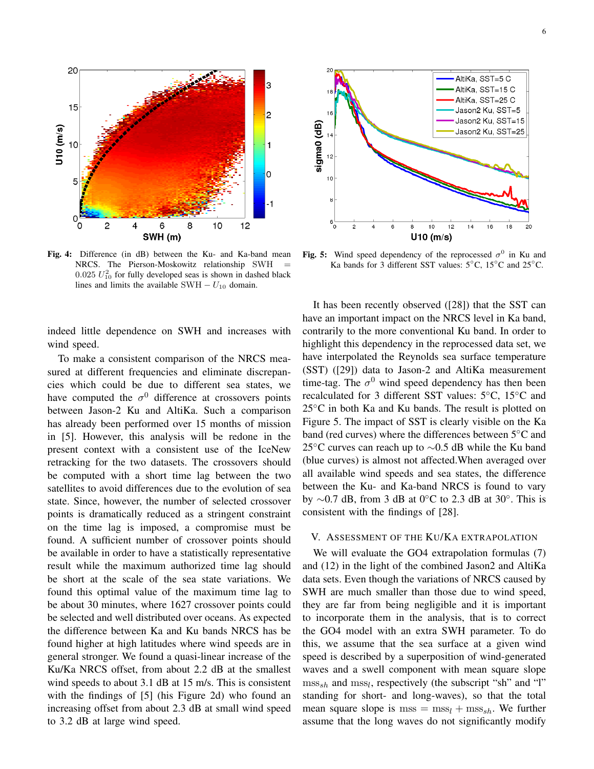Fig. 4: Difference (in dB) between the Ku- and Ka-band mean NRCS. The Pierson-Moskowitz relationship SWH $= 0.025\ U_{10}^2$ for fully developed seas is shown in dashed black lines and limits the available SWH $- U_{10}$ domain.

Fig. 5: Wind speed dependency of the reprocessed $\sigma^0$ in Ku and Ka bands for 3 different SST values: 5°C, 15°C and 25°C.

indeed little dependence on SWH and increases with wind speed.

To make a consistent comparison of the NRCS measured at different frequencies and eliminate discrepancies which could be due to different sea states, we have computed the $\sigma^0$ difference at crossovers points between Jason-2 Ku and AltiKa. Such a comparison has already been performed over 15 months of mission in [5]. However, this analysis will be redone in the present context with a consistent use of the IceNew retracking for the two datasets. The crossovers should be computed with a short time lag between the two satellites to avoid differences due to the evolution of sea state. Since, however, the number of selected crossover points is dramatically reduced as a stringent constraint on the time lag is imposed, a compromise must be found. A sufficient number of crossover points should be available in order to have a statistically representative result while the maximum authorized time lag should be short at the scale of the sea state variations. We found this optimal value of the maximum time lag to be about 30 minutes, where 1627 crossover points could be selected and well distributed over oceans. As expected the difference between Ka and Ku bands NRCS has be found higher at high latitudes where wind speeds are in general stronger. We found a quasi-linear increase of the Ku/Ka NRCS offset, from about 2.2 dB at the smallest wind speeds to about 3.1 dB at 15 m/s. This is consistent with the findings of [5] (his Figure 2d) who found an increasing offset from about 2.3 dB at small wind speed to 3.2 dB at large wind speed.

It has been recently observed ([28]) that the SST can have an important impact on the NRCS level in Ka band, contrarily to the more conventional Ku band. In order to highlight this dependency in the reprocessed data set, we have interpolated the Reynolds sea surface temperature (SST) ([29]) data to Jason-2 and AltiKa measurement time-tag. The $\sigma^0$ wind speed dependency has then been recalculated for 3 different SST values: 5°C, 15°C and 25°C in both Ka and Ku bands. The result is plotted on Figure 5. The impact of SST is clearly visible on the Ka band (red curves) where the differences between 5°C and 25°C curves can reach up to ∼0.5 dB while the Ku band (blue curves) is almost not affected.When averaged over all available wind speeds and sea states, the difference between the Ku- and Ka-band NRCS is found to vary by ∼0.7 dB, from 3 dB at 0°C to 2.3 dB at 30°. This is consistent with the findings of [28].

## V. Assessment of the Ku/Ka extrapolation

We will evaluate the GO4 extrapolation formulas (7) and (12) in the light of the combined Jason2 and AltiKa data sets. Even though the variations of NRCS caused by SWH are much smaller than those due to wind speed, they are far from being negligible and it is important to incorporate them in the analysis, that is to correct the GO4 model with an extra SWH parameter. To do this, we assume that the sea surface at a given wind speed is described by a superposition of wind-generated waves and a swell component with mean square slope $\text{mss}_{sh}$ and $\text{mss}_l$, respectively (the subscript "sh" and "l" standing for short- and long-waves), so that the total mean square slope is $\text{mss} = \text{mss}_l + \text{mss}_{sh}$. We further assume that the long waves do not significantly modify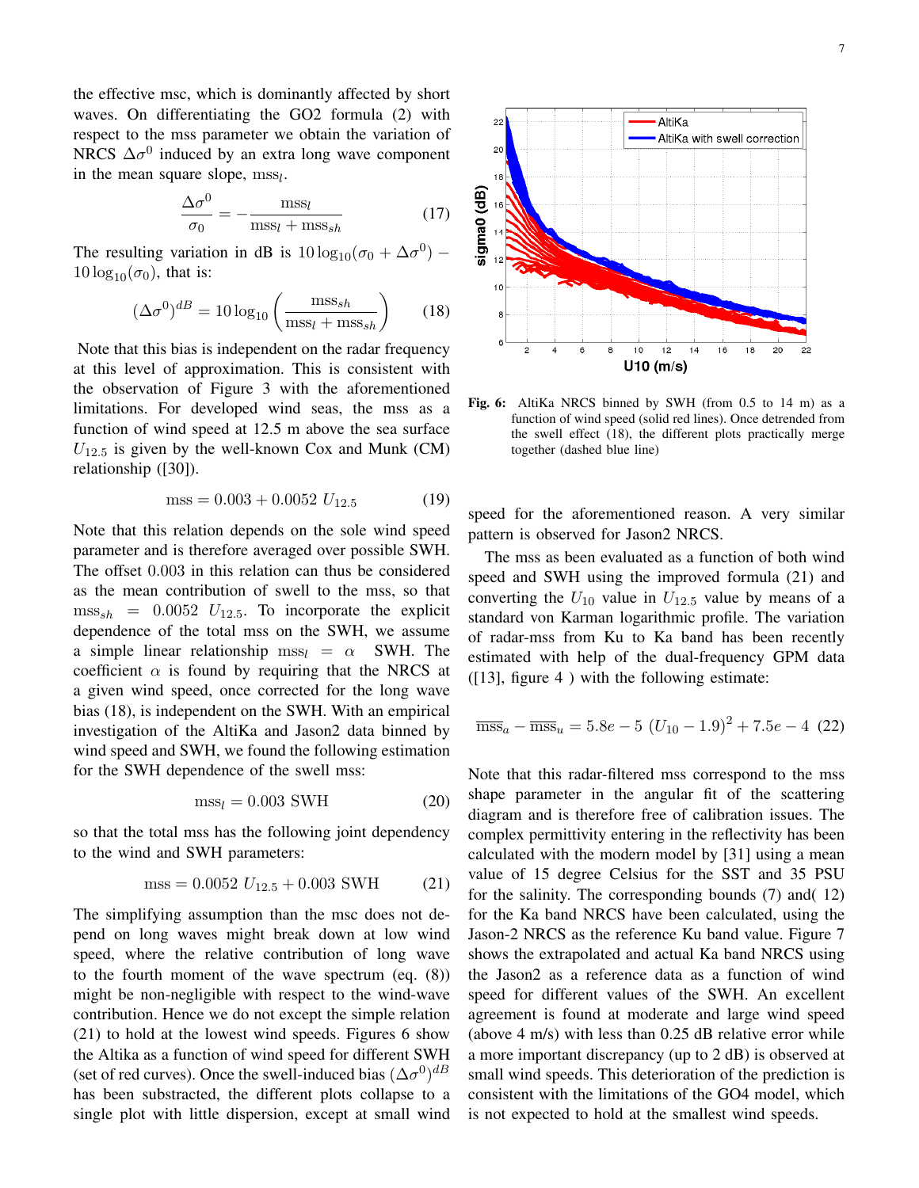the effective msc, which is dominantly affected by short waves. On differentiating the GO2 formula (2) with respect to the mss parameter we obtain the variation of NRCS $\Delta\sigma^0$ induced by an extra long wave component in the mean square slope, $\text{mss}_l$.

$$\frac{\Delta\sigma^0}{\sigma_0} = -\frac{\text{mss}_l}{\text{mss}_l + \text{mss}_{sh}} \tag{17}$$

The resulting variation in dB is $10\log_{10}(\sigma_0 + \Delta\sigma^0) - 10\log_{10}(\sigma_0)$, that is:

$$(\Delta\sigma^0)^{dB} = 10\log_{10}\left(\frac{\text{mss}_{sh}}{\text{mss}_l + \text{mss}_{sh}}\right) \tag{18}$$

Note that this bias is independent on the radar frequency at this level of approximation. This is consistent with the observation of Figure 3 with the aforementioned limitations. For developed wind seas, the mss as a function of wind speed at 12.5 m above the sea surface $U_{12.5}$ is given by the well-known Cox and Munk (CM) relationship ([30]).

$$\text{mss} = 0.003 + 0.0052\ U_{12.5} \tag{19}$$

Note that this relation depends on the sole wind speed parameter and is therefore averaged over possible SWH. The offset 0.003 in this relation can thus be considered as the mean contribution of swell to the mss, so that $\text{mss}_{sh} = 0.0052\ U_{12.5}$. To incorporate the explicit dependence of the total mss on the SWH, we assume a simple linear relationship $\text{mss}_l = \alpha$ SWH. The coefficient $\alpha$ is found by requiring that the NRCS at a given wind speed, once corrected for the long wave bias (18), is independent on the SWH. With an empirical investigation of the AltiKa and Jason2 data binned by wind speed and SWH, we found the following estimation for the SWH dependence of the swell mss:

$$\text{mss}_l = 0.003\ \text{SWH} \tag{20}$$

so that the total mss has the following joint dependency to the wind and SWH parameters:

$$\text{mss} = 0.0052\ U_{12.5} + 0.003\ \text{SWH} \tag{21}$$

The simplifying assumption than the msc does not depend on long waves might break down at low wind speed, where the relative contribution of long wave to the fourth moment of the wave spectrum (eq. (8)) might be non-negligible with respect to the wind-wave contribution. Hence we do not except the simple relation (21) to hold at the lowest wind speeds. Figures 6 show the Altika as a function of wind speed for different SWH (set of red curves). Once the swell-induced bias $(\Delta\sigma^0)^{dB}$ has been substracted, the different plots collapse to a single plot with little dispersion, except at small wind speed for the aforementioned reason. A very similar pattern is observed for Jason2 NRCS.

Fig. 6: AltiKa NRCS binned by SWH (from 0.5 to 14 m) as a function of wind speed (solid red lines). Once detrended from the swell effect (18), the different plots practically merge together (dashed blue line)

The mss as been evaluated as a function of both wind speed and SWH using the improved formula (21) and converting the $U_{10}$ value in $U_{12.5}$ value by means of a standard von Karman logarithmic profile. The variation of radar-mss from Ku to Ka band has been recently estimated with help of the dual-frequency GPM data ([13], figure 4 ) with the following estimate:

$$\overline{\text{mss}}_a - \overline{\text{mss}}_u = 5.8e-5\ (U_{10} - 1.9)^2 + 7.5e-4 \tag{22}$$

Note that this radar-filtered mss correspond to the mss shape parameter in the angular fit of the scattering diagram and is therefore free of calibration issues. The complex permittivity entering in the reflectivity has been calculated with the modern model by [31] using a mean value of 15 degree Celsius for the SST and 35 PSU for the salinity. The corresponding bounds (7) and( 12) for the Ka band NRCS have been calculated, using the Jason-2 NRCS as the reference Ku band value. Figure 7 shows the extrapolated and actual Ka band NRCS using the Jason2 as a reference data as a function of wind speed for different values of the SWH. An excellent agreement is found at moderate and large wind speed (above 4 m/s) with less than 0.25 dB relative error while a more important discrepancy (up to 2 dB) is observed at small wind speeds. This deterioration of the prediction is consistent with the limitations of the GO4 model, which is not expected to hold at the smallest wind speeds.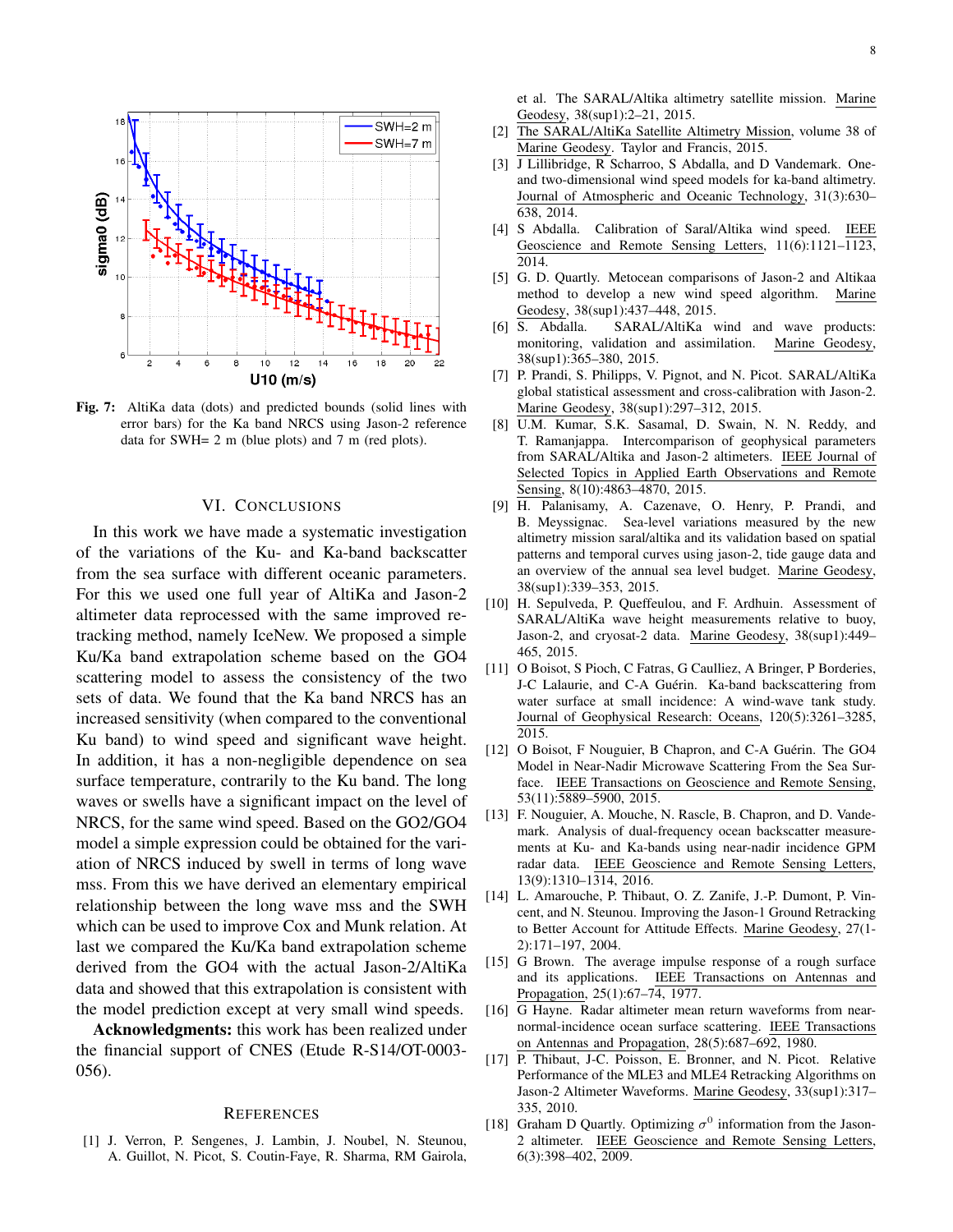Fig. 7: AltiKa data (dots) and predicted bounds (solid lines with error bars) for the Ka band NRCS using Jason-2 reference data for SWH= 2 m (blue plots) and 7 m (red plots).

## VI. Conclusions

In this work we have made a systematic investigation of the variations of the Ku- and Ka-band backscatter from the sea surface with different oceanic parameters. For this we used one full year of AltiKa and Jason-2 altimeter data reprocessed with the same improved retracking method, namely IceNew. We proposed a simple Ku/Ka band extrapolation scheme based on the GO4 scattering model to assess the consistency of the two sets of data. We found that the Ka band NRCS has an increased sensitivity (when compared to the conventional Ku band) to wind speed and significant wave height. In addition, it has a non-negligible dependence on sea surface temperature, contrarily to the Ku band. The long waves or swells have a significant impact on the level of NRCS, for the same wind speed. Based on the GO2/GO4 model a simple expression could be obtained for the variation of NRCS induced by swell in terms of long wave mss. From this we have derived an elementary empirical relationship between the long wave mss and the SWH which can be used to improve Cox and Munk relation. At last we compared the Ku/Ka band extrapolation scheme derived from the GO4 with the actual Jason-2/AltiKa data and showed that this extrapolation is consistent with the model prediction except at very small wind speeds.

**Acknowledgments:** this work has been realized under the financial support of CNES (Etude R-S14/OT-0003-056).

## References

[1] J. Verron, P. Sengenes, J. Lambin, J. Noubel, N. Steunou, A. Guillot, N. Picot, S. Coutin-Faye, R. Sharma, RM Gairola, et al. The SARAL/Altika altimetry satellite mission. Marine Geodesy, 38(sup1):2–21, 2015.

[2] The SARAL/AltiKa Satellite Altimetry Mission, volume 38 of Marine Geodesy. Taylor and Francis, 2015.

[3] J Lillibridge, R Scharroo, S Abdalla, and D Vandemark. One- and two-dimensional wind speed models for ka-band altimetry. Journal of Atmospheric and Oceanic Technology, 31(3):630–638, 2014.

[4] S Abdalla. Calibration of Saral/Altika wind speed. IEEE Geoscience and Remote Sensing Letters, 11(6):1121–1123, 2014.

[5] G. D. Quartly. Metocean comparisons of Jason-2 and Altikaa method to develop a new wind speed algorithm. Marine Geodesy, 38(sup1):437–448, 2015.

[6] S. Abdalla. SARAL/AltiKa wind and wave products: monitoring, validation and assimilation. Marine Geodesy, 38(sup1):365–380, 2015.

[7] P. Prandi, S. Philipps, V. Pignot, and N. Picot. SARAL/AltiKa global statistical assessment and cross-calibration with Jason-2. Marine Geodesy, 38(sup1):297–312, 2015.

[8] U.M. Kumar, S.K. Sasamal, D. Swain, N. N. Reddy, and T. Ramanjappa. Intercomparison of geophysical parameters from SARAL/Altika and Jason-2 altimeters. IEEE Journal of Selected Topics in Applied Earth Observations and Remote Sensing, 8(10):4863–4870, 2015.

[9] H. Palanisamy, A. Cazenave, O. Henry, P. Prandi, and B. Meyssignac. Sea-level variations measured by the new altimetry mission saral/altika and its validation based on spatial patterns and temporal curves using jason-2, tide gauge data and an overview of the annual sea level budget. Marine Geodesy, 38(sup1):339–353, 2015.

[10] H. Sepulveda, P. Queffeulou, and F. Ardhuin. Assessment of SARAL/AltiKa wave height measurements relative to buoy, Jason-2, and cryosat-2 data. Marine Geodesy, 38(sup1):449–465, 2015.

[11] O Boisot, S Pioch, C Fatras, G Caulliez, A Bringer, P Borderies, J-C Lalaurie, and C-A Guérin. Ka-band backscattering from water surface at small incidence: A wind-wave tank study. Journal of Geophysical Research: Oceans, 120(5):3261–3285, 2015.

[12] O Boisot, F Nouguier, B Chapron, and C-A Guérin. The GO4 Model in Near-Nadir Microwave Scattering From the Sea Surface. IEEE Transactions on Geoscience and Remote Sensing, 53(11):5889–5900, 2015.

[13] F. Nouguier, A. Mouche, N. Rascle, B. Chapron, and D. Vandemark. Analysis of dual-frequency ocean backscatter measurements at Ku- and Ka-bands using near-nadir incidence GPM radar data. IEEE Geoscience and Remote Sensing Letters, 13(9):1310–1314, 2016.

[14] L. Amarouche, P. Thibaut, O. Z. Zanife, J.-P. Dumont, P. Vincent, and N. Steunou. Improving the Jason-1 Ground Retracking to Better Account for Attitude Effects. Marine Geodesy, 27(1-2):171–197, 2004.

[15] G Brown. The average impulse response of a rough surface and its applications. IEEE Transactions on Antennas and Propagation, 25(1):67–74, 1977.

[16] G Hayne. Radar altimeter mean return waveforms from near-normal-incidence ocean surface scattering. IEEE Transactions on Antennas and Propagation, 28(5):687–692, 1980.

[17] P. Thibaut, J-C. Poisson, E. Bronner, and N. Picot. Relative Performance of the MLE3 and MLE4 Retracking Algorithms on Jason-2 Altimeter Waveforms. Marine Geodesy, 33(sup1):317–335, 2010.

[18] Graham D Quartly. Optimizing $\sigma^0$ information from the Jason-2 altimeter. IEEE Geoscience and Remote Sensing Letters, 6(3):398–402, 2009.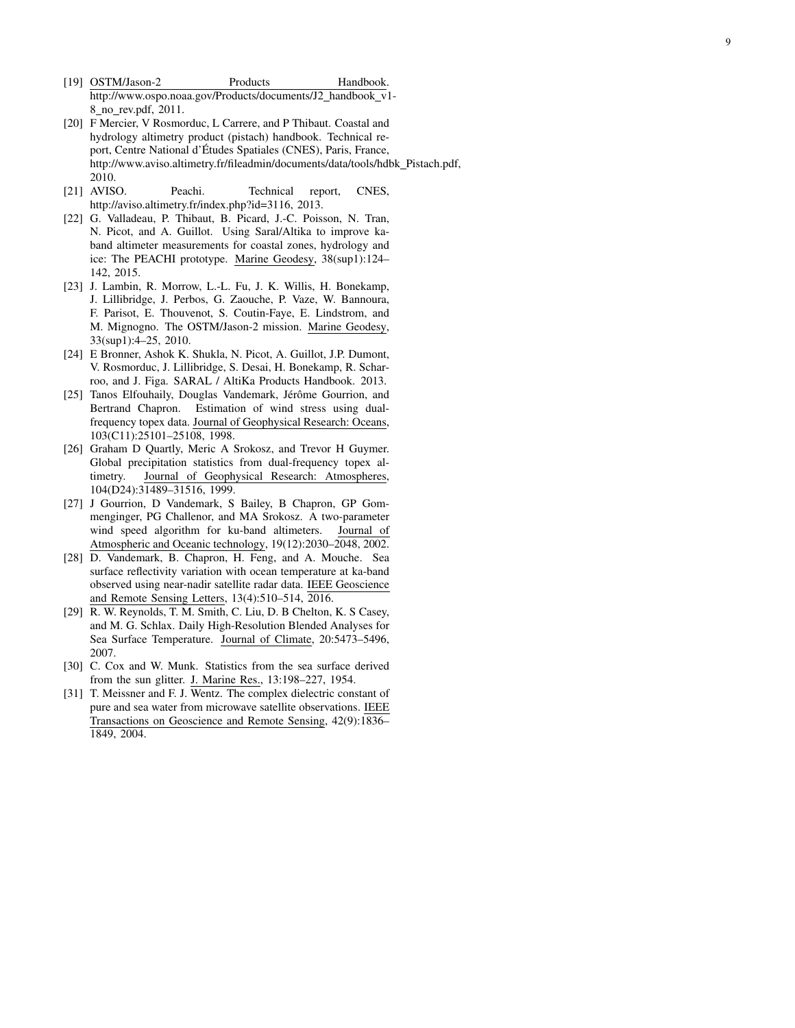[19] OSTM/Jason-2 Products Handbook. http://www.ospo.noaa.gov/Products/documents/J2_handbook_v1-8_no_rev.pdf, 2011.

[20] F Mercier, V Rosmorduc, L Carrere, and P Thibaut. Coastal and hydrology altimetry product (pistach) handbook. Technical report, Centre National d'Études Spatiales (CNES), Paris, France, http://www.aviso.altimetry.fr/fileadmin/documents/data/tools/hdbk_Pistach.pdf, 2010.

[21] AVISO. Peachi. Technical report, CNES, http://aviso.altimetry.fr/index.php?id=3116, 2013.

[22] G. Valladeau, P. Thibaut, B. Picard, J.-C. Poisson, N. Tran, N. Picot, and A. Guillot. Using Saral/Altika to improve ka-band altimeter measurements for coastal zones, hydrology and ice: The PEACHI prototype. Marine Geodesy, 38(sup1):124–142, 2015.

[23] J. Lambin, R. Morrow, L.-L. Fu, J. K. Willis, H. Bonekamp, J. Lillibridge, J. Perbos, G. Zaouche, P. Vaze, W. Bannoura, F. Parisot, E. Thouvenot, S. Coutin-Faye, E. Lindstrom, and M. Mignogno. The OSTM/Jason-2 mission. Marine Geodesy, 33(sup1):4–25, 2010.

[24] E Bronner, Ashok K. Shukla, N. Picot, A. Guillot, J.P. Dumont, V. Rosmorduc, J. Lillibridge, S. Desai, H. Bonekamp, R. Scharroo, and J. Figa. SARAL / AltiKa Products Handbook. 2013.

[25] Tanos Elfouhaily, Douglas Vandemark, Jérôme Gourrion, and Bertrand Chapron. Estimation of wind stress using dual-frequency topex data. Journal of Geophysical Research: Oceans, 103(C11):25101–25108, 1998.

[26] Graham D Quartly, Meric A Srokosz, and Trevor H Guymer. Global precipitation statistics from dual-frequency topex altimetry. Journal of Geophysical Research: Atmospheres, 104(D24):31489–31516, 1999.

[27] J Gourrion, D Vandemark, S Bailey, B Chapron, GP Gommenginger, PG Challenor, and MA Srokosz. A two-parameter wind speed algorithm for ku-band altimeters. Journal of Atmospheric and Oceanic technology, 19(12):2030–2048, 2002.

[28] D. Vandemark, B. Chapron, H. Feng, and A. Mouche. Sea surface reflectivity variation with ocean temperature at ka-band observed using near-nadir satellite radar data. IEEE Geoscience and Remote Sensing Letters, 13(4):510–514, 2016.

[29] R. W. Reynolds, T. M. Smith, C. Liu, D. B Chelton, K. S Casey, and M. G. Schlax. Daily High-Resolution Blended Analyses for Sea Surface Temperature. Journal of Climate, 20:5473–5496, 2007.

[30] C. Cox and W. Munk. Statistics from the sea surface derived from the sun glitter. J. Marine Res., 13:198–227, 1954.

[31] T. Meissner and F. J. Wentz. The complex dielectric constant of pure and sea water from microwave satellite observations. IEEE Transactions on Geoscience and Remote Sensing, 42(9):1836–1849, 2004.